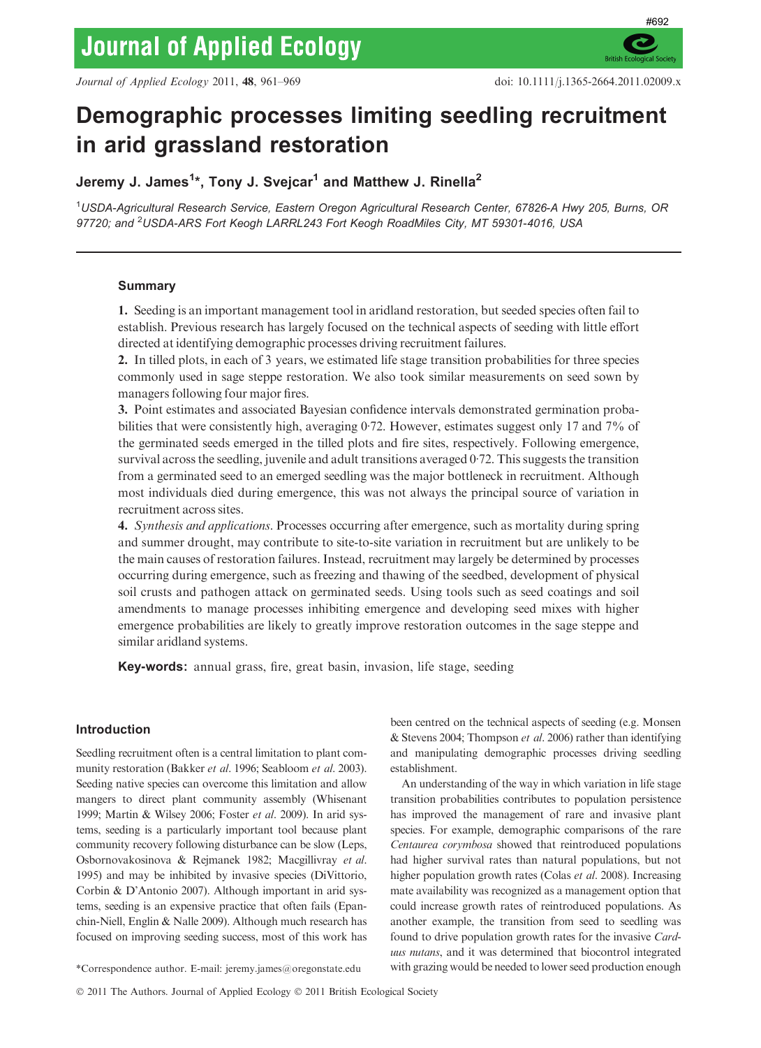# Demographic processes limiting seedling recruitment in arid grassland restoration

**Jeremy J. James[1]\*, Tony J. Svejcar[1] and Matthew J. Rinella[2]**

[1]*USDA-Agricultural Research Service, Eastern Oregon Agricultural Research Center, 67826-A Hwy 205, Burns, OR 97720; and* [2]*USDA-ARS Fort Keogh LARRL243 Fort Keogh RoadMiles City, MT 59301-4016, USA*

## Summary

**1.** Seeding is an important management tool in aridland restoration, but seeded species often fail to establish. Previous research has largely focused on the technical aspects of seeding with little effort directed at identifying demographic processes driving recruitment failures.

**2.** In tilled plots, in each of 3 years, we estimated life stage transition probabilities for three species commonly used in sage steppe restoration. We also took similar measurements on seed sown by managers following four major fires.

**3.** Point estimates and associated Bayesian confidence intervals demonstrated germination probabilities that were consistently high, averaging 0·72. However, estimates suggest only 17 and 7% of the germinated seeds emerged in the tilled plots and fire sites, respectively. Following emergence, survival across the seedling, juvenile and adult transitions averaged 0·72. This suggests the transition from a germinated seed to an emerged seedling was the major bottleneck in recruitment. Although most individuals died during emergence, this was not always the principal source of variation in recruitment across sites.

**4.** *Synthesis and applications*. Processes occurring after emergence, such as mortality during spring and summer drought, may contribute to site-to-site variation in recruitment but are unlikely to be the main causes of restoration failures. Instead, recruitment may largely be determined by processes occurring during emergence, such as freezing and thawing of the seedbed, development of physical soil crusts and pathogen attack on germinated seeds. Using tools such as seed coatings and soil amendments to manage processes inhibiting emergence and developing seed mixes with higher emergence probabilities are likely to greatly improve restoration outcomes in the sage steppe and similar aridland systems.

**Key-words:** annual grass, fire, great basin, invasion, life stage, seeding

## Introduction

Seedling recruitment often is a central limitation to plant community restoration (Bakker *et al*. 1996; Seabloom *et al*. 2003). Seeding native species can overcome this limitation and allow mangers to direct plant community assembly (Whisenant 1999; Martin & Wilsey 2006; Foster *et al*. 2009). In arid systems, seeding is a particularly important tool because plant community recovery following disturbance can be slow (Leps, Osbornovakosinova & Rejmanek 1982; Macgillivray *et al*. 1995) and may be inhibited by invasive species (DiVittorio, Corbin & D'Antonio 2007). Although important in arid systems, seeding is an expensive practice that often fails (Epanchin-Niell, Englin & Nalle 2009). Although much research has focused on improving seeding success, most of this work has been centred on the technical aspects of seeding (e.g. Monsen & Stevens 2004; Thompson *et al*. 2006) rather than identifying and manipulating demographic processes driving seedling establishment.

An understanding of the way in which variation in life stage transition probabilities contributes to population persistence has improved the management of rare and invasive plant species. For example, demographic comparisons of the rare *Centaurea corymbosa* showed that reintroduced populations had higher survival rates than natural populations, but not higher population growth rates (Colas *et al*. 2008). Increasing mate availability was recognized as a management option that could increase growth rates of reintroduced populations. As another example, the transition from seed to seedling was found to drive population growth rates for the invasive *Carduus nutans*, and it was determined that biocontrol integrated with grazing would be needed to lower seed production enough

\*Correspondence author. E-mail: jeremy.james@oregonstate.edu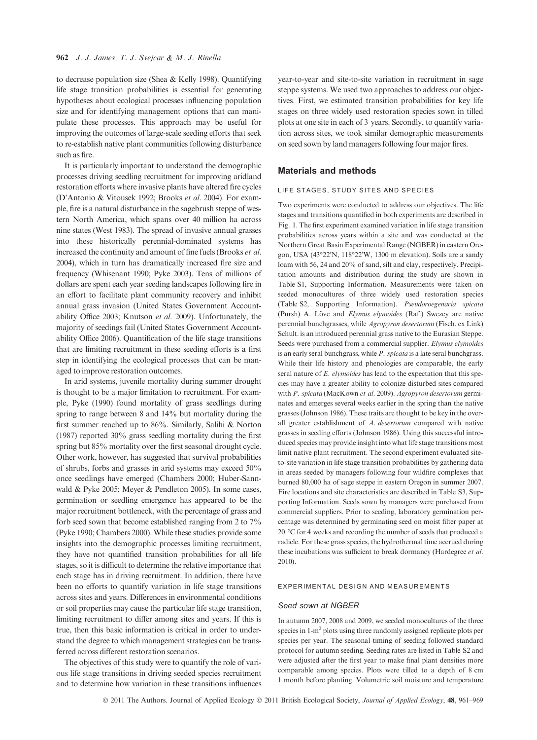to decrease population size (Shea & Kelly 1998). Quantifying life stage transition probabilities is essential for generating hypotheses about ecological processes influencing population size and for identifying management options that can manipulate these processes. This approach may be useful for improving the outcomes of large-scale seeding efforts that seek to re-establish native plant communities following disturbance such as fire.

It is particularly important to understand the demographic processes driving seedling recruitment for improving aridland restoration efforts where invasive plants have altered fire cycles (D'Antonio & Vitousek 1992; Brooks *et al.* 2004). For example, fire is a natural disturbance in the sagebrush steppe of western North America, which spans over 40 million ha across nine states (West 1983). The spread of invasive annual grasses into these historically perennial-dominated systems has increased the continuity and amount of fine fuels (Brooks *et al.* 2004), which in turn has dramatically increased fire size and frequency (Whisenant 1990; Pyke 2003). Tens of millions of dollars are spent each year seeding landscapes following fire in an effort to facilitate plant community recovery and inhibit annual grass invasion (United States Government Accountability Office 2003; Knutson *et al.* 2009). Unfortunately, the majority of seedings fail (United States Government Accountability Office 2006). Quantification of the life stage transitions that are limiting recruitment in these seeding efforts is a first step in identifying the ecological processes that can be managed to improve restoration outcomes.

In arid systems, juvenile mortality during summer drought is thought to be a major limitation to recruitment. For example, Pyke (1990) found mortality of grass seedlings during spring to range between 8 and 14% but mortality during the first summer reached up to 86%. Similarly, Salihi & Norton (1987) reported 30% grass seedling mortality during the first spring but 85% mortality over the first seasonal drought cycle. Other work, however, has suggested that survival probabilities of shrubs, forbs and grasses in arid systems may exceed 50% once seedlings have emerged (Chambers 2000; Huber-Sannwald & Pyke 2005; Meyer & Pendleton 2005). In some cases, germination or seedling emergence has appeared to be the major recruitment bottleneck, with the percentage of grass and forb seed sown that become established ranging from 2 to 7% (Pyke 1990; Chambers 2000). While these studies provide some insights into the demographic processes limiting recruitment, they have not quantified transition probabilities for all life stages, so it is difficult to determine the relative importance that each stage has in driving recruitment. In addition, there have been no efforts to quantify variation in life stage transitions across sites and years. Differences in environmental conditions or soil properties may cause the particular life stage transition, limiting recruitment to differ among sites and years. If this is true, then this basic information is critical in order to understand the degree to which management strategies can be transferred across different restoration scenarios.

The objectives of this study were to quantify the role of various life stage transitions in driving seeded species recruitment and to determine how variation in these transitions influences year-to-year and site-to-site variation in recruitment in sage steppe systems. We used two approaches to address our objectives. First, we estimated transition probabilities for key life stages on three widely used restoration species sown in tilled plots at one site in each of 3 years. Secondly, to quantify variation across sites, we took similar demographic measurements on seed sown by land managers following four major fires.

## Materials and methods

### LIFE STAGES, STUDY SITES AND SPECIES

Two experiments were conducted to address our objectives. The life stages and transitions quantified in both experiments are described in Fig. 1. The first experiment examined variation in life stage transition probabilities across years within a site and was conducted at the Northern Great Basin Experimental Range (NGBER) in eastern Oregon, USA (43°22′N, 118°22′W, 1300 m elevation). Soils are a sandy loam with 56, 24 and 20% of sand, silt and clay, respectively. Precipitation amounts and distribution during the study are shown in Table S1, Supporting Information. Measurements were taken on seeded monocultures of three widely used restoration species (Table S2, Supporting Information). *Pseudoroegenaria spicata* (Pursh) A. Löve and *Elymus elymoides* (Raf.) Swezey are native perennial bunchgrasses, while *Agropyron desertorum* (Fisch. ex Link) Schult. is an introduced perennial grass native to the Eurasian Steppe. Seeds were purchased from a commercial supplier. *Elymus elymoides* is an early seral bunchgrass, while *P. spicata* is a late seral bunchgrass. While their life history and phenologies are comparable, the early seral nature of *E. elymoides* has lead to the expectation that this species may have a greater ability to colonize disturbed sites compared with *P. spicata* (MacKown *et al.* 2009). *Agropyron desertorum* germinates and emerges several weeks earlier in the spring than the native grasses (Johnson 1986). These traits are thought to be key in the overall greater establishment of *A. desertorum* compared with native grasses in seeding efforts (Johnson 1986). Using this successful introduced species may provide insight into what life stage transitions most limit native plant recruitment. The second experiment evaluated site-to-site variation in life stage transition probabilities by gathering data in areas seeded by managers following four wildfire complexes that burned 80,000 ha of sage steppe in eastern Oregon in summer 2007. Fire locations and site characteristics are described in Table S3, Supporting Information. Seeds sown by managers were purchased from commercial suppliers. Prior to seeding, laboratory germination percentage was determined by germinating seed on moist filter paper at 20 °C for 4 weeks and recording the number of seeds that produced a radicle. For these grass species, the hydrothermal time accrued during these incubations was sufficient to break dormancy (Hardegree *et al.* 2010).

### EXPERIMENTAL DESIGN AND MEASUREMENTS

#### Seed sown at NGBER

In autumn 2007, 2008 and 2009, we seeded monocultures of the three species in 1-m$^2$ plots using three randomly assigned replicate plots per species per year. The seasonal timing of seeding followed standard protocol for autumn seeding. Seeding rates are listed in Table S2 and were adjusted after the first year to make final plant densities more comparable among species. Plots were tilled to a depth of 8 cm 1 month before planting. Volumetric soil moisture and temperature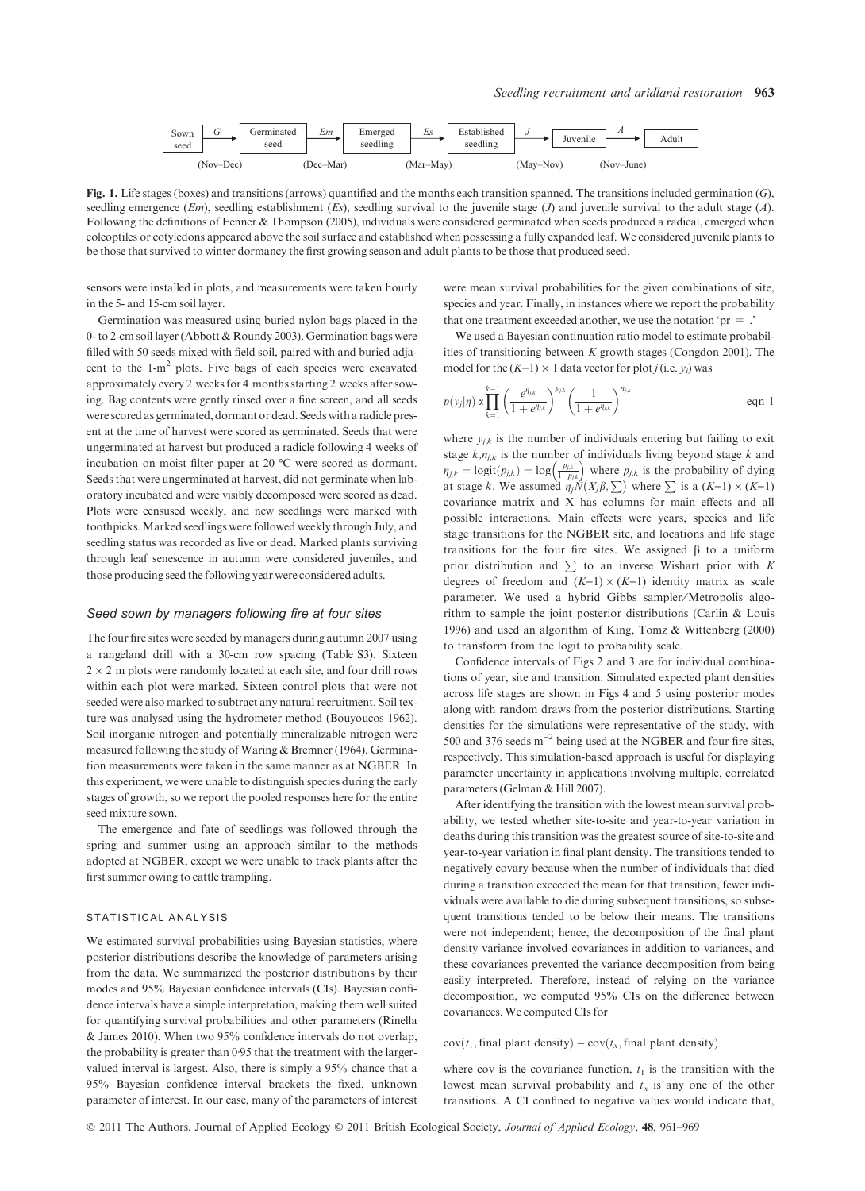Sown seed → $G$ → Germinated seed → $Em$ → Emerged seedling → $Es$ → Established seedling → $J$ → Juvenile → $A$ → Adult

(Nov–Dec) (Dec–Mar) (Mar–May) (May–Nov) (Nov–June)

**Fig. 1.** Life stages (boxes) and transitions (arrows) quantified and the months each transition spanned. The transitions included germination ($G$), seedling emergence ($Em$), seedling establishment ($Es$), seedling survival to the juvenile stage ($J$) and juvenile survival to the adult stage ($A$). Following the definitions of Fenner & Thompson (2005), individuals were considered germinated when seeds produced a radical, emerged when coleoptiles or cotyledons appeared above the soil surface and established when possessing a fully expanded leaf. We considered juvenile plants to be those that survived to winter dormancy the first growing season and adult plants to be those that produced seed.

sensors were installed in plots, and measurements were taken hourly in the 5- and 15-cm soil layer.

Germination was measured using buried nylon bags placed in the 0- to 2-cm soil layer (Abbott & Roundy 2003). Germination bags were filled with 50 seeds mixed with field soil, paired with and buried adjacent to the 1-m$^2$ plots. Five bags of each species were excavated approximately every 2 weeks for 4 months starting 2 weeks after sowing. Bag contents were gently rinsed over a fine screen, and all seeds were scored as germinated, dormant or dead. Seeds with a radicle present at the time of harvest were scored as germinated. Seeds that were ungerminated at harvest but produced a radicle following 4 weeks of incubation on moist filter paper at 20 °C were scored as dormant. Seeds that were ungerminated at harvest, did not germinate when laboratory incubated and were visibly decomposed were scored as dead. Plots were censused weekly, and new seedlings were marked with toothpicks. Marked seedlings were followed weekly through July, and seedling status was recorded as live or dead. Marked plants surviving through leaf senescence in autumn were considered juveniles, and those producing seed the following year were considered adults.

### *Seed sown by managers following fire at four sites*

The four fire sites were seeded by managers during autumn 2007 using a rangeland drill with a 30-cm row spacing (Table S3). Sixteen $2 \times 2$ m plots were randomly located at each site, and four drill rows within each plot were marked. Sixteen control plots that were not seeded were also marked to subtract any natural recruitment. Soil texture was analysed using the hydrometer method (Bouyoucos 1962). Soil inorganic nitrogen and potentially mineralizable nitrogen were measured following the study of Waring & Bremner (1964). Germination measurements were taken in the same manner as at NGBER. In this experiment, we were unable to distinguish species during the early stages of growth, so we report the pooled responses here for the entire seed mixture sown.

The emergence and fate of seedlings was followed through the spring and summer using an approach similar to the methods adopted at NGBER, except we were unable to track plants after the first summer owing to cattle trampling.

### STATISTICAL ANALYSIS

We estimated survival probabilities using Bayesian statistics, where posterior distributions describe the knowledge of parameters arising from the data. We summarized the posterior distributions by their modes and 95% Bayesian confidence intervals (CIs). Bayesian confidence intervals have a simple interpretation, making them well suited for quantifying survival probabilities and other parameters (Rinella & James 2010). When two 95% confidence intervals do not overlap, the probability is greater than 0·95 that the treatment with the larger-valued interval is largest. Also, there is simply a 95% chance that a 95% Bayesian confidence interval brackets the fixed, unknown parameter of interest. In our case, many of the parameters of interest were mean survival probabilities for the given combinations of site, species and year. Finally, in instances where we report the probability that one treatment exceeded another, we use the notation 'pr = .'

We used a Bayesian continuation ratio model to estimate probabilities of transitioning between $K$ growth stages (Congdon 2001). The model for the $(K-1) \times 1$ data vector for plot $j$ (i.e. $y_j$) was

$$p(y_j|\eta) \propto \prod_{k=1}^{k-1} \left(\frac{e^{\eta_{j,k}}}{1+e^{\eta_{j,k}}}\right)^{y_{j,k}} \left(\frac{1}{1+e^{\eta_{j,k}}}\right)^{n_{j,k}} \qquad \text{eqn 1}$$

where $y_{j,k}$ is the number of individuals entering but failing to exit stage $k$, $n_{j,k}$ is the number of individuals living beyond stage $k$ and $\eta_{j,k} = \text{logit}(p_{j,k}) = \log\left(\frac{p_{j,k}}{1-p_{j,k}}\right)$ where $p_{j,k}$ is the probability of dying at stage $k$. We assumed $\eta_j N(X_j\beta, \sum)$ where $\sum$ is a $(K-1) \times (K-1)$ covariance matrix and X has columns for main effects and all possible interactions. Main effects were years, species and life stage transitions for the NGBER site, and locations and life stage transitions for the four fire sites. We assigned β to a uniform prior distribution and $\sum$ to an inverse Wishart prior with $K$ degrees of freedom and $(K-1) \times (K-1)$ identity matrix as scale parameter. We used a hybrid Gibbs sampler/Metropolis algorithm to sample the joint posterior distributions (Carlin & Louis 1996) and used an algorithm of King, Tomz & Wittenberg (2000) to transform from the logit to probability scale.

Confidence intervals of Figs 2 and 3 are for individual combinations of year, site and transition. Simulated expected plant densities across life stages are shown in Figs 4 and 5 using posterior modes along with random draws from the posterior distributions. Starting densities for the simulations were representative of the study, with 500 and 376 seeds m$^{-2}$ being used at the NGBER and four fire sites, respectively. This simulation-based approach is useful for displaying parameter uncertainty in applications involving multiple, correlated parameters (Gelman & Hill 2007).

After identifying the transition with the lowest mean survival probability, we tested whether site-to-site and year-to-year variation in deaths during this transition was the greatest source of site-to-site and year-to-year variation in final plant density. The transitions tended to negatively covary because when the number of individuals that died during a transition exceeded the mean for that transition, fewer individuals were available to die during subsequent transitions, so subsequent transitions tended to be below their means. The transitions were not independent; hence, the decomposition of the final plant density variance involved covariances in addition to variances, and these covariances prevented the variance decomposition from being easily interpreted. Therefore, instead of relying on the variance decomposition, we computed 95% CIs on the difference between covariances. We computed CIs for

$$\text{cov}(t_1, \text{final plant density}) - \text{cov}(t_x, \text{final plant density})$$

where cov is the covariance function, $t_1$ is the transition with the lowest mean survival probability and $t_x$ is any one of the other transitions. A CI confined to negative values would indicate that,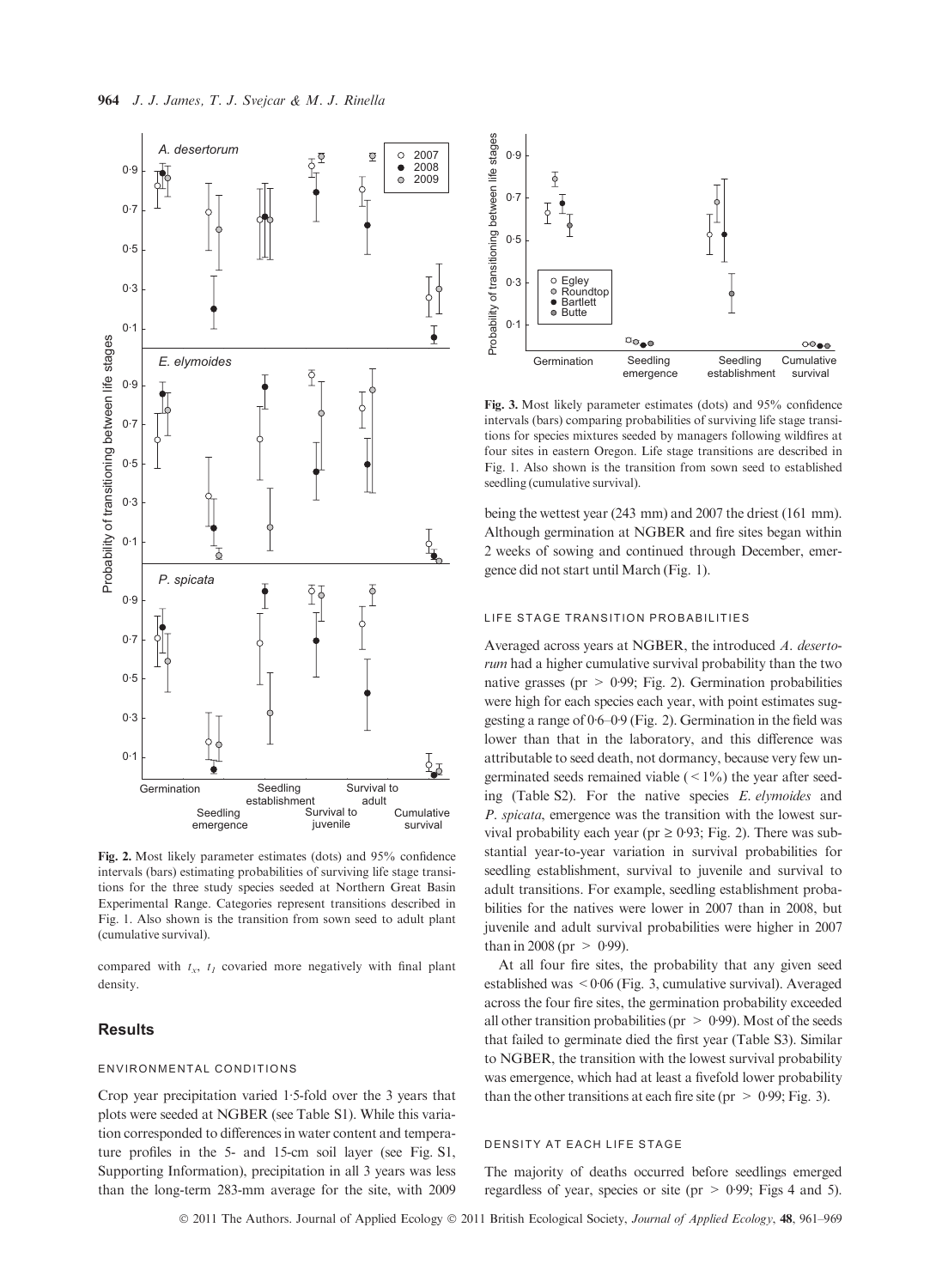Fig. 2. Most likely parameter estimates (dots) and 95% confidence intervals (bars) estimating probabilities of surviving life stage transitions for the three study species seeded at Northern Great Basin Experimental Range. Categories represent transitions described in Fig. 1. Also shown is the transition from sown seed to adult plant (cumulative survival).

Fig. 3. Most likely parameter estimates (dots) and 95% confidence intervals (bars) comparing probabilities of surviving life stage transitions for species mixtures seeded by managers following wildfires at four sites in eastern Oregon. Life stage transitions are described in Fig. 1. Also shown is the transition from sown seed to established seedling (cumulative survival).

compared with $t_x$, $t_1$ covaried more negatively with final plant density.

## Results

### ENVIRONMENTAL CONDITIONS

Crop year precipitation varied 1·5-fold over the 3 years that plots were seeded at NGBER (see Table S1). While this variation corresponded to differences in water content and temperature profiles in the 5- and 15-cm soil layer (see Fig. S1, Supporting Information), precipitation in all 3 years was less than the long-term 283-mm average for the site, with 2009 being the wettest year (243 mm) and 2007 the driest (161 mm). Although germination at NGBER and fire sites began within 2 weeks of sowing and continued through December, emergence did not start until March (Fig. 1).

### LIFE STAGE TRANSITION PROBABILITIES

Averaged across years at NGBER, the introduced *A. desertorum* had a higher cumulative survival probability than the two native grasses (pr > 0·99; Fig. 2). Germination probabilities were high for each species each year, with point estimates suggesting a range of 0·6–0·9 (Fig. 2). Germination in the field was lower than that in the laboratory, and this difference was attributable to seed death, not dormancy, because very few ungerminated seeds remained viable (< 1%) the year after seeding (Table S2). For the native species *E. elymoides* and *P. spicata*, emergence was the transition with the lowest survival probability each year (pr ≥ 0·93; Fig. 2). There was substantial year-to-year variation in survival probabilities for seedling establishment, survival to juvenile and survival to adult transitions. For example, seedling establishment probabilities for the natives were lower in 2007 than in 2008, but juvenile and adult survival probabilities were higher in 2007 than in 2008 (pr > 0·99).

At all four fire sites, the probability that any given seed established was < 0·06 (Fig. 3, cumulative survival). Averaged across the four fire sites, the germination probability exceeded all other transition probabilities (pr > 0·99). Most of the seeds that failed to germinate died the first year (Table S3). Similar to NGBER, the transition with the lowest survival probability was emergence, which had at least a fivefold lower probability than the other transitions at each fire site (pr > 0·99; Fig. 3).

### DENSITY AT EACH LIFE STAGE

The majority of deaths occurred before seedlings emerged regardless of year, species or site (pr > 0·99; Figs 4 and 5).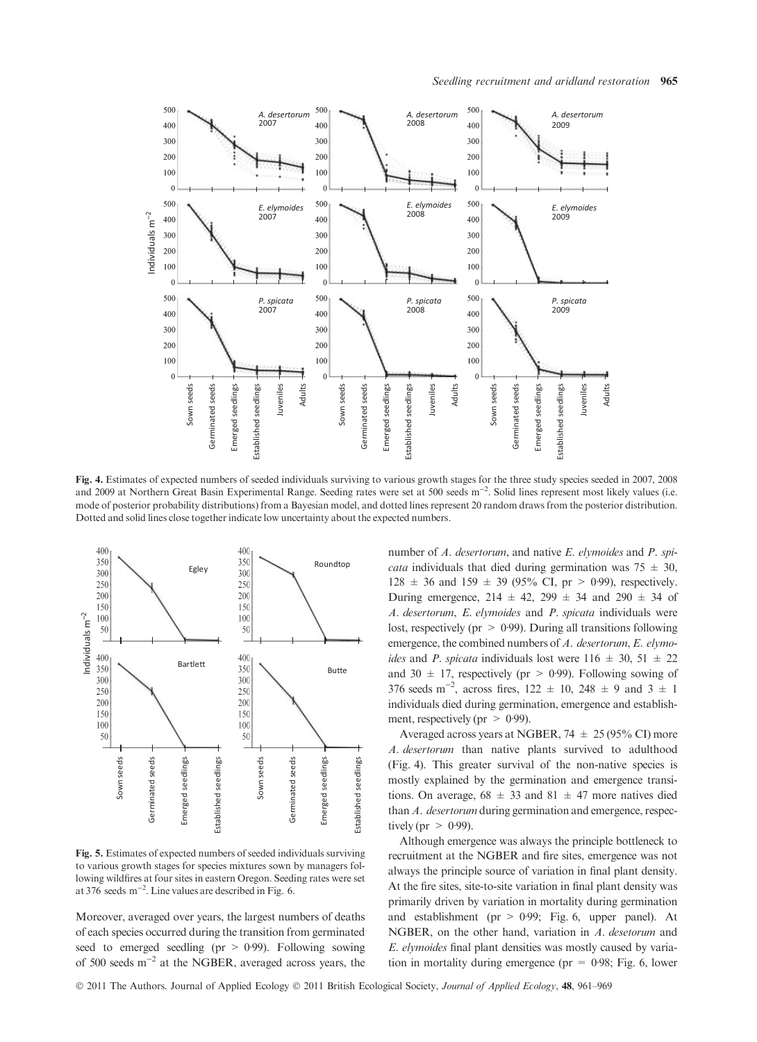**Fig. 4.** Estimates of expected numbers of seeded individuals surviving to various growth stages for the three study species seeded in 2007, 2008 and 2009 at Northern Great Basin Experimental Range. Seeding rates were set at 500 seeds m$^{-2}$. Solid lines represent most likely values (i.e. mode of posterior probability distributions) from a Bayesian model, and dotted lines represent 20 random draws from the posterior distribution. Dotted and solid lines close together indicate low uncertainty about the expected numbers.

**Fig. 5.** Estimates of expected numbers of seeded individuals surviving to various growth stages for species mixtures sown by managers following wildfires at four sites in eastern Oregon. Seeding rates were set at 376 seeds m$^{-2}$. Line values are described in Fig. 6.

Moreover, averaged over years, the largest numbers of deaths of each species occurred during the transition from germinated seed to emerged seedling (pr > 0·99). Following sowing of 500 seeds m$^{-2}$ at the NGBER, averaged across years, the number of *A. desertorum*, and native *E. elymoides* and *P. spicata* individuals that died during germination was 75 ± 30, 128 ± 36 and 159 ± 39 (95% CI, pr > 0·99), respectively. During emergence, 214 ± 42, 299 ± 34 and 290 ± 34 of *A. desertorum*, *E. elymoides* and *P. spicata* individuals were lost, respectively (pr > 0·99). During all transitions following emergence, the combined numbers of *A. desertorum*, *E. elymoides* and *P. spicata* individuals lost were 116 ± 30, 51 ± 22 and 30 ± 17, respectively (pr > 0·99). Following sowing of 376 seeds m$^{-2}$, across fires, 122 ± 10, 248 ± 9 and 3 ± 1 individuals died during germination, emergence and establishment, respectively (pr > 0·99).

Averaged across years at NGBER, 74 ± 25 (95% CI) more *A. desertorum* than native plants survived to adulthood (Fig. 4). This greater survival of the non-native species is mostly explained by the germination and emergence transitions. On average, 68 ± 33 and 81 ± 47 more natives died than *A. desertorum* during germination and emergence, respectively (pr > 0·99).

Although emergence was always the principle bottleneck to recruitment at the NGBER and fire sites, emergence was not always the principle source of variation in final plant density. At the fire sites, site-to-site variation in final plant density was primarily driven by variation in mortality during germination and establishment (pr > 0·99; Fig. 6, upper panel). At NGBER, on the other hand, variation in *A. desetorum* and *E. elymoides* final plant densities was mostly caused by variation in mortality during emergence (pr = 0·98; Fig. 6, lower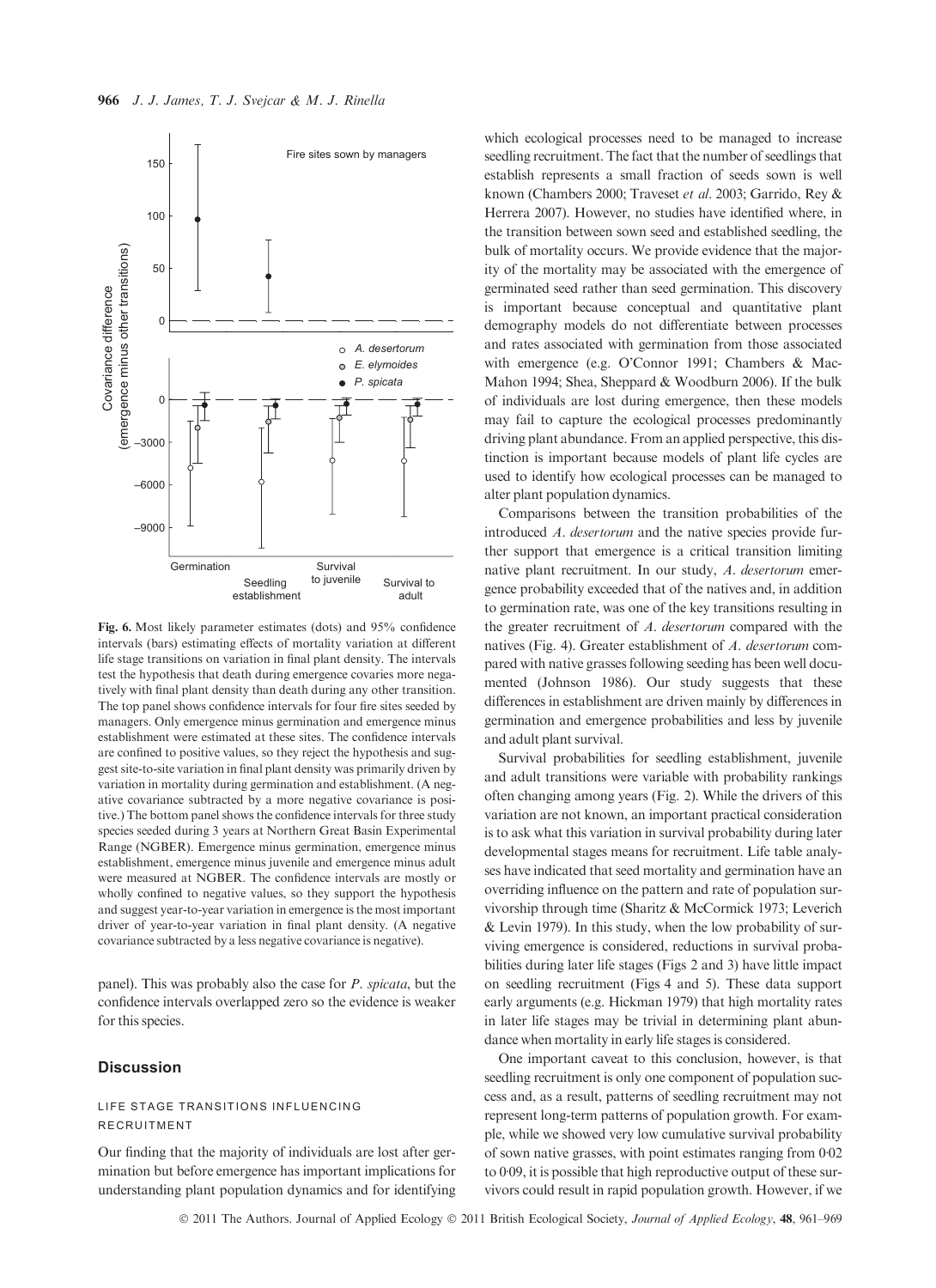Fire sites sown by managers

150

100

50

0

Covariance difference (emergence minus other transitions)

A. desertorum

E. elymoides

P. spicata

0

–3000

–6000

–9000

Germination

Seedling establishment

Survival to juvenile

Survival to adult

**Fig. 6.** Most likely parameter estimates (dots) and 95% confidence intervals (bars) estimating effects of mortality variation at different life stage transitions on variation in final plant density. The intervals test the hypothesis that death during emergence covaries more negatively with final plant density than death during any other transition. The top panel shows confidence intervals for four fire sites seeded by managers. Only emergence minus germination and emergence minus establishment were estimated at these sites. The confidence intervals are confined to positive values, so they reject the hypothesis and suggest site-to-site variation in final plant density was primarily driven by variation in mortality during germination and establishment. (A negative covariance subtracted by a more negative covariance is positive.) The bottom panel shows the confidence intervals for three study species seeded during 3 years at Northern Great Basin Experimental Range (NGBER). Emergence minus germination, emergence minus establishment, emergence minus juvenile and emergence minus adult were measured at NGBER. The confidence intervals are mostly or wholly confined to negative values, so they support the hypothesis and suggest year-to-year variation in emergence is the most important driver of year-to-year variation in final plant density. (A negative covariance subtracted by a less negative covariance is negative).

panel). This was probably also the case for *P. spicata*, but the confidence intervals overlapped zero so the evidence is weaker for this species.

## Discussion

### LIFE STAGE TRANSITIONS INFLUENCING RECRUITMENT

Our finding that the majority of individuals are lost after germination but before emergence has important implications for understanding plant population dynamics and for identifying which ecological processes need to be managed to increase seedling recruitment. The fact that the number of seedlings that establish represents a small fraction of seeds sown is well known (Chambers 2000; Traveset *et al*. 2003; Garrido, Rey & Herrera 2007). However, no studies have identified where, in the transition between sown seed and established seedling, the bulk of mortality occurs. We provide evidence that the majority of the mortality may be associated with the emergence of germinated seed rather than seed germination. This discovery is important because conceptual and quantitative plant demography models do not differentiate between processes and rates associated with germination from those associated with emergence (e.g. O'Connor 1991; Chambers & MacMahon 1994; Shea, Sheppard & Woodburn 2006). If the bulk of individuals are lost during emergence, then these models may fail to capture the ecological processes predominantly driving plant abundance. From an applied perspective, this distinction is important because models of plant life cycles are used to identify how ecological processes can be managed to alter plant population dynamics.

Comparisons between the transition probabilities of the introduced *A. desertorum* and the native species provide further support that emergence is a critical transition limiting native plant recruitment. In our study, *A. desertorum* emergence probability exceeded that of the natives and, in addition to germination rate, was one of the key transitions resulting in the greater recruitment of *A. desertorum* compared with the natives (Fig. 4). Greater establishment of *A. desertorum* compared with native grasses following seeding has been well documented (Johnson 1986). Our study suggests that these differences in establishment are driven mainly by differences in germination and emergence probabilities and less by juvenile and adult plant survival.

Survival probabilities for seedling establishment, juvenile and adult transitions were variable with probability rankings often changing among years (Fig. 2). While the drivers of this variation are not known, an important practical consideration is to ask what this variation in survival probability during later developmental stages means for recruitment. Life table analyses have indicated that seed mortality and germination have an overriding influence on the pattern and rate of population survivorship through time (Sharitz & McCormick 1973; Leverich & Levin 1979). In this study, when the low probability of surviving emergence is considered, reductions in survival probabilities during later life stages (Figs 2 and 3) have little impact on seedling recruitment (Figs 4 and 5). These data support early arguments (e.g. Hickman 1979) that high mortality rates in later life stages may be trivial in determining plant abundance when mortality in early life stages is considered.

One important caveat to this conclusion, however, is that seedling recruitment is only one component of population success and, as a result, patterns of seedling recruitment may not represent long-term patterns of population growth. For example, while we showed very low cumulative survival probability of sown native grasses, with point estimates ranging from 0·02 to 0·09, it is possible that high reproductive output of these survivors could result in rapid population growth. However, if we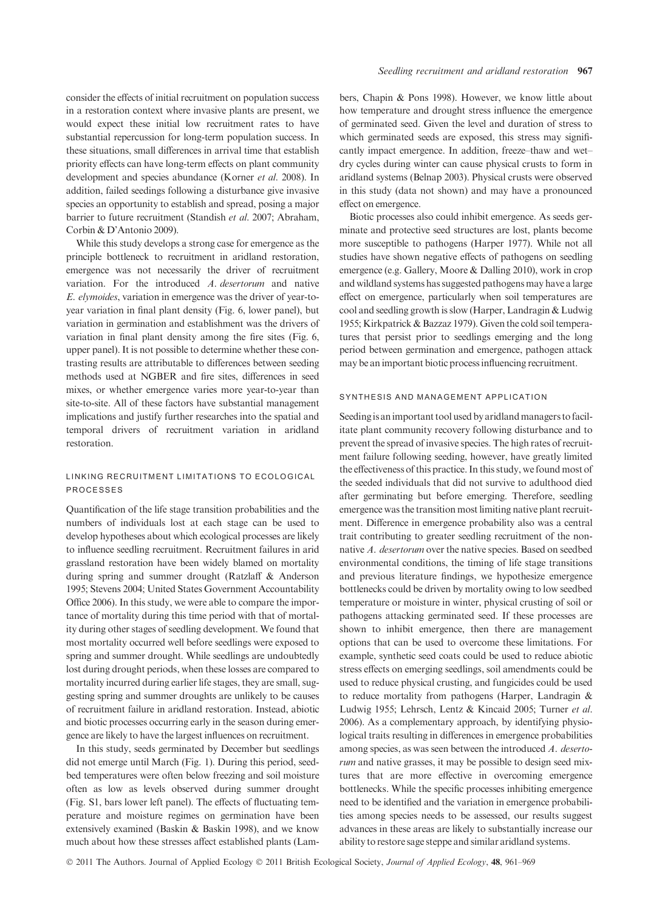consider the effects of initial recruitment on population success in a restoration context where invasive plants are present, we would expect these initial low recruitment rates to have substantial repercussion for long-term population success. In these situations, small differences in arrival time that establish priority effects can have long-term effects on plant community development and species abundance (Korner *et al*. 2008). In addition, failed seedings following a disturbance give invasive species an opportunity to establish and spread, posing a major barrier to future recruitment (Standish *et al*. 2007; Abraham, Corbin & D'Antonio 2009).

While this study develops a strong case for emergence as the principle bottleneck to recruitment in aridland restoration, emergence was not necessarily the driver of recruitment variation. For the introduced *A. desertorum* and native *E. elymoides*, variation in emergence was the driver of year-to-year variation in final plant density (Fig. 6, lower panel), but variation in germination and establishment was the drivers of variation in final plant density among the fire sites (Fig. 6, upper panel). It is not possible to determine whether these contrasting results are attributable to differences between seeding methods used at NGBER and fire sites, differences in seed mixes, or whether emergence varies more year-to-year than site-to-site. All of these factors have substantial management implications and justify further researches into the spatial and temporal drivers of recruitment variation in aridland restoration.

## LINKING RECRUITMENT LIMITATIONS TO ECOLOGICAL PROCESSES

Quantification of the life stage transition probabilities and the numbers of individuals lost at each stage can be used to develop hypotheses about which ecological processes are likely to influence seedling recruitment. Recruitment failures in arid grassland restoration have been widely blamed on mortality during spring and summer drought (Ratzlaff & Anderson 1995; Stevens 2004; United States Government Accountability Office 2006). In this study, we were able to compare the importance of mortality during this time period with that of mortality during other stages of seedling development. We found that most mortality occurred well before seedlings were exposed to spring and summer drought. While seedlings are undoubtedly lost during drought periods, when these losses are compared to mortality incurred during earlier life stages, they are small, suggesting spring and summer droughts are unlikely to be causes of recruitment failure in aridland restoration. Instead, abiotic and biotic processes occurring early in the season during emergence are likely to have the largest influences on recruitment.

In this study, seeds germinated by December but seedlings did not emerge until March (Fig. 1). During this period, seedbed temperatures were often below freezing and soil moisture often as low as levels observed during summer drought (Fig. S1, bars lower left panel). The effects of fluctuating temperature and moisture regimes on germination have been extensively examined (Baskin & Baskin 1998), and we know much about how these stresses affect established plants (Lambers, Chapin & Pons 1998). However, we know little about how temperature and drought stress influence the emergence of germinated seed. Given the level and duration of stress to which germinated seeds are exposed, this stress may significantly impact emergence. In addition, freeze–thaw and wet–dry cycles during winter can cause physical crusts to form in aridland systems (Belnap 2003). Physical crusts were observed in this study (data not shown) and may have a pronounced effect on emergence.

Biotic processes also could inhibit emergence. As seeds germinate and protective seed structures are lost, plants become more susceptible to pathogens (Harper 1977). While not all studies have shown negative effects of pathogens on seedling emergence (e.g. Gallery, Moore & Dalling 2010), work in crop and wildland systems has suggested pathogens may have a large effect on emergence, particularly when soil temperatures are cool and seedling growth is slow (Harper, Landragin & Ludwig 1955; Kirkpatrick & Bazzaz 1979). Given the cold soil temperatures that persist prior to seedlings emerging and the long period between germination and emergence, pathogen attack may be an important biotic process influencing recruitment.

## SYNTHESIS AND MANAGEMENT APPLICATION

Seeding is an important tool used by aridland managers to facilitate plant community recovery following disturbance and to prevent the spread of invasive species. The high rates of recruitment failure following seeding, however, have greatly limited the effectiveness of this practice. In this study, we found most of the seeded individuals that did not survive to adulthood died after germinating but before emerging. Therefore, seedling emergence was the transition most limiting native plant recruitment. Difference in emergence probability also was a central trait contributing to greater seedling recruitment of the non-native *A. desertorum* over the native species. Based on seedbed environmental conditions, the timing of life stage transitions and previous literature findings, we hypothesize emergence bottlenecks could be driven by mortality owing to low seedbed temperature or moisture in winter, physical crusting of soil or pathogens attacking germinated seed. If these processes are shown to inhibit emergence, then there are management options that can be used to overcome these limitations. For example, synthetic seed coats could be used to reduce abiotic stress effects on emerging seedlings, soil amendments could be used to reduce physical crusting, and fungicides could be used to reduce mortality from pathogens (Harper, Landragin & Ludwig 1955; Lehrsch, Lentz & Kincaid 2005; Turner *et al*. 2006). As a complementary approach, by identifying physiological traits resulting in differences in emergence probabilities among species, as was seen between the introduced *A. desertorum* and native grasses, it may be possible to design seed mixtures that are more effective in overcoming emergence bottlenecks. While the specific processes inhibiting emergence need to be identified and the variation in emergence probabilities among species needs to be assessed, our results suggest advances in these areas are likely to substantially increase our ability to restore sage steppe and similar aridland systems.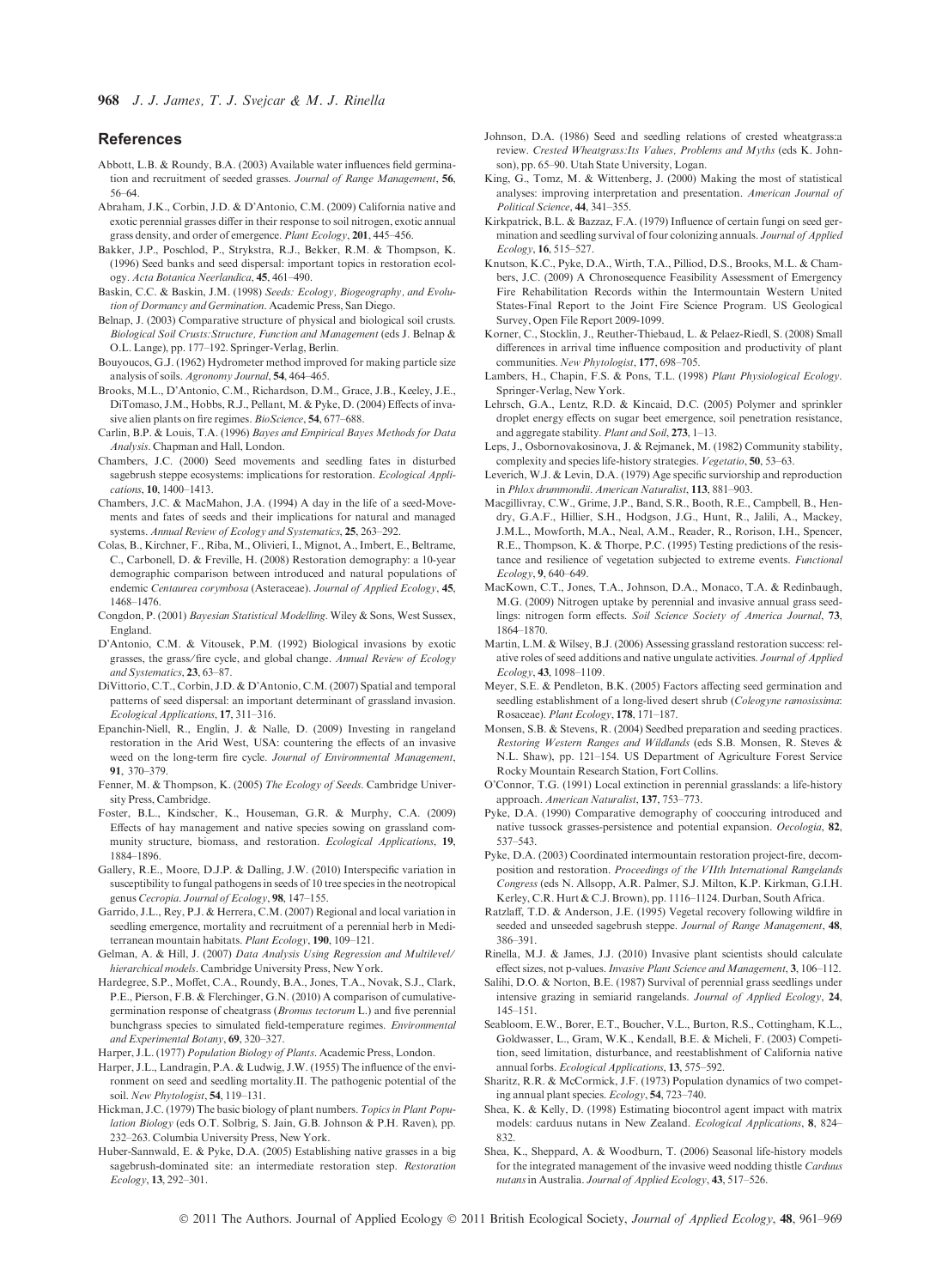## References

Abbott, L.B. & Roundy, B.A. (2003) Available water influences field germination and recruitment of seeded grasses. *Journal of Range Management*, **56**, 56–64.

Abraham, J.K., Corbin, J.D. & D'Antonio, C.M. (2009) California native and exotic perennial grasses differ in their response to soil nitrogen, exotic annual grass density, and order of emergence. *Plant Ecology*, **201**, 445–456.

Bakker, J.P., Poschlod, P., Strykstra, R.J., Bekker, R.M. & Thompson, K. (1996) Seed banks and seed dispersal: important topics in restoration ecology. *Acta Botanica Neerlandica*, **45**, 461–490.

Baskin, C.C. & Baskin, J.M. (1998) *Seeds: Ecology, Biogeography, and Evolution of Dormancy and Germination*. Academic Press, San Diego.

Belnap, J. (2003) Comparative structure of physical and biological soil crusts. *Biological Soil Crusts: Structure, Function and Management* (eds J. Belnap & O.L. Lange), pp. 177–192. Springer-Verlag, Berlin.

Bouyoucos, G.J. (1962) Hydrometer method improved for making particle size analysis of soils. *Agronomy Journal*, **54**, 464–465.

Brooks, M.L., D'Antonio, C.M., Richardson, D.M., Grace, J.B., Keeley, J.E., DiTomaso, J.M., Hobbs, R.J., Pellant, M. & Pyke, D. (2004) Effects of invasive alien plants on fire regimes. *BioScience*, **54**, 677–688.

Carlin, B.P. & Louis, T.A. (1996) *Bayes and Empirical Bayes Methods for Data Analysis*. Chapman and Hall, London.

Chambers, J.C. (2000) Seed movements and seedling fates in disturbed sagebrush steppe ecosystems: implications for restoration. *Ecological Applications*, **10**, 1400–1413.

Chambers, J.C. & MacMahon, J.A. (1994) A day in the life of a seed-Movements and fates of seeds and their implications for natural and managed systems. *Annual Review of Ecology and Systematics*, **25**, 263–292.

Colas, B., Kirchner, F., Riba, M., Olivieri, I., Mignot, A., Imbert, E., Beltrame, C., Carbonell, D. & Freville, H. (2008) Restoration demography: a 10-year demographic comparison between introduced and natural populations of endemic *Centaurea corymbosa* (Asteraceae). *Journal of Applied Ecology*, **45**, 1468–1476.

Congdon, P. (2001) *Bayesian Statistical Modelling*. Wiley & Sons, West Sussex, England.

D'Antonio, C.M. & Vitousek, P.M. (1992) Biological invasions by exotic grasses, the grass/fire cycle, and global change. *Annual Review of Ecology and Systematics*, **23**, 63–87.

DiVittorio, C.T., Corbin, J.D. & D'Antonio, C.M. (2007) Spatial and temporal patterns of seed dispersal: an important determinant of grassland invasion. *Ecological Applications*, **17**, 311–316.

Epanchin-Niell, R., Englin, J. & Nalle, D. (2009) Investing in rangeland restoration in the Arid West, USA: countering the effects of an invasive weed on the long-term fire cycle. *Journal of Environmental Management*, **91**, 370–379.

Fenner, M. & Thompson, K. (2005) *The Ecology of Seeds*. Cambridge University Press, Cambridge.

Foster, B.L., Kindscher, K., Houseman, G.R. & Murphy, C.A. (2009) Effects of hay management and native species sowing on grassland community structure, biomass, and restoration. *Ecological Applications*, **19**, 1884–1896.

Gallery, R.E., Moore, D.J.P. & Dalling, J.W. (2010) Interspecific variation in susceptibility to fungal pathogens in seeds of 10 tree species in the neotropical genus *Cecropia*. *Journal of Ecology*, **98**, 147–155.

Garrido, J.L., Rey, P.J. & Herrera, C.M. (2007) Regional and local variation in seedling emergence, mortality and recruitment of a perennial herb in Mediterranean mountain habitats. *Plant Ecology*, **190**, 109–121.

Gelman, A. & Hill, J. (2007) *Data Analysis Using Regression and Multilevel/hierarchical models*. Cambridge University Press, New York.

Hardegree, S.P., Moffet, C.A., Roundy, B.A., Jones, T.A., Novak, S.J., Clark, P.E., Pierson, F.B. & Flerchinger, G.N. (2010) A comparison of cumulative-germination response of cheatgrass (*Bromus tectorum* L.) and five perennial bunchgrass species to simulated field-temperature regimes. *Environmental and Experimental Botany*, **69**, 320–327.

Harper, J.L. (1977) *Population Biology of Plants*. Academic Press, London.

Harper, J.L., Landragin, P.A. & Ludwig, J.W. (1955) The influence of the environment on seed and seedling mortality.II. The pathogenic potential of the soil. *New Phytologist*, **54**, 119–131.

Hickman, J.C. (1979) The basic biology of plant numbers. *Topics in Plant Population Biology* (eds O.T. Solbrig, S. Jain, G.B. Johnson & P.H. Raven), pp. 232–263. Columbia University Press, New York.

Huber-Sannwald, E. & Pyke, D.A. (2005) Establishing native grasses in a big sagebrush-dominated site: an intermediate restoration step. *Restoration Ecology*, **13**, 292–301.

Johnson, D.A. (1986) Seed and seedling relations of crested wheatgrass:a review. *Crested Wheatgrass:Its Values, Problems and Myths* (eds K. Johnson), pp. 65–90. Utah State University, Logan.

King, G., Tomz, M. & Wittenberg, J. (2000) Making the most of statistical analyses: improving interpretation and presentation. *American Journal of Political Science*, **44**, 341–355.

Kirkpatrick, B.L. & Bazzaz, F.A. (1979) Influence of certain fungi on seed germination and seedling survival of four colonizing annuals. *Journal of Applied Ecology*, **16**, 515–527.

Knutson, K.C., Pyke, D.A., Wirth, T.A., Pilliod, D.S., Brooks, M.L. & Chambers, J.C. (2009) A Chronosequence Feasibility Assessment of Emergency Fire Rehabilitation Records within the Intermountain Western United States-Final Report to the Joint Fire Science Program. US Geological Survey, Open File Report 2009-1099.

Korner, C., Stocklin, J., Reuther-Thiebaud, L. & Pelaez-Riedl, S. (2008) Small differences in arrival time influence composition and productivity of plant communities. *New Phytologist*, **177**, 698–705.

Lambers, H., Chapin, F.S. & Pons, T.L. (1998) *Plant Physiological Ecology*. Springer-Verlag, New York.

Lehrsch, G.A., Lentz, R.D. & Kincaid, D.C. (2005) Polymer and sprinkler droplet energy effects on sugar beet emergence, soil penetration resistance, and aggregate stability. *Plant and Soil*, **273**, 1–13.

Leps, J., Osbornovakosinova, J. & Rejmanek, M. (1982) Community stability, complexity and species life-history strategies. *Vegetatio*, **50**, 53–63.

Leverich, W.J. & Levin, D.A. (1979) Age specific surviorship and reproduction in *Phlox drummondii*. *American Naturalist*, **113**, 881–903.

Macgillivray, C.W., Grime, J.P., Band, S.R., Booth, R.E., Campbell, B., Hendry, G.A.F., Hillier, S.H., Hodgson, J.G., Hunt, R., Jalili, A., Mackey, J.M.L., Mowforth, M.A., Neal, A.M., Reader, R., Rorison, I.H., Spencer, R.E., Thompson, K. & Thorpe, P.C. (1995) Testing predictions of the resistance and resilience of vegetation subjected to extreme events. *Functional Ecology*, **9**, 640–649.

MacKown, C.T., Jones, T.A., Johnson, D.A., Monaco, T.A. & Redinbaugh, M.G. (2009) Nitrogen uptake by perennial and invasive annual grass seedlings: nitrogen form effects. *Soil Science Society of America Journal*, **73**, 1864–1870.

Martin, L.M. & Wilsey, B.J. (2006) Assessing grassland restoration success: relative roles of seed additions and native ungulate activities. *Journal of Applied Ecology*, **43**, 1098–1109.

Meyer, S.E. & Pendleton, B.K. (2005) Factors affecting seed germination and seedling establishment of a long-lived desert shrub (*Coleogyne ramosissima*: Rosaceae). *Plant Ecology*, **178**, 171–187.

Monsen, S.B. & Stevens, R. (2004) Seedbed preparation and seeding practices. *Restoring Western Ranges and Wildlands* (eds S.B. Monsen, R. Steves & N.L. Shaw), pp. 121–154. US Department of Agriculture Forest Service Rocky Mountain Research Station, Fort Collins.

O'Connor, T.G. (1991) Local extinction in perennial grasslands: a life-history approach. *American Naturalist*, **137**, 753–773.

Pyke, D.A. (1990) Comparative demography of cooccuring introduced and native tussock grasses-persistence and potential expansion. *Oecologia*, **82**, 537–543.

Pyke, D.A. (2003) Coordinated intermountain restoration project-fire, decomposition and restoration. *Proceedings of the VIIth International Rangelands Congress* (eds N. Allsopp, A.R. Palmer, S.J. Milton, K.P. Kirkman, G.I.H. Kerley, C.R. Hurt & C.J. Brown), pp. 1116–1124. Durban, South Africa.

Ratzlaff, T.D. & Anderson, J.E. (1995) Vegetal recovery following wildfire in seeded and unseeded sagebrush steppe. *Journal of Range Management*, **48**, 386–391.

Rinella, M.J. & James, J.J. (2010) Invasive plant scientists should calculate effect sizes, not p-values. *Invasive Plant Science and Management*, **3**, 106–112.

Salihi, D.O. & Norton, B.E. (1987) Survival of perennial grass seedlings under intensive grazing in semiarid rangelands. *Journal of Applied Ecology*, **24**, 145–151.

Seabloom, E.W., Borer, E.T., Boucher, V.L., Burton, R.S., Cottingham, K.L., Goldwasser, L., Gram, W.K., Kendall, B.E. & Micheli, F. (2003) Competition, seed limitation, disturbance, and reestablishment of California native annual forbs. *Ecological Applications*, **13**, 575–592.

Sharitz, R.R. & McCormick, J.F. (1973) Population dynamics of two competing annual plant species. *Ecology*, **54**, 723–740.

Shea, K. & Kelly, D. (1998) Estimating biocontrol agent impact with matrix models: carduus nutans in New Zealand. *Ecological Applications*, **8**, 824–832.

Shea, K., Sheppard, A. & Woodburn, T. (2006) Seasonal life-history models for the integrated management of the invasive weed nodding thistle *Carduus nutans* in Australia. *Journal of Applied Ecology*, **43**, 517–526.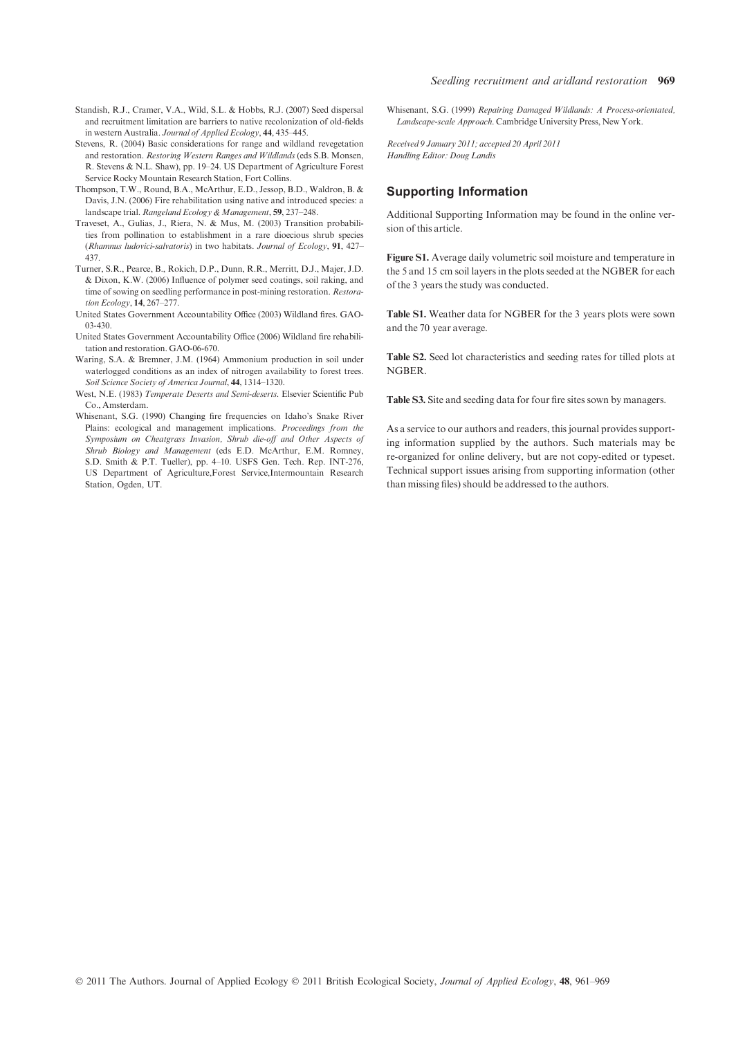Standish, R.J., Cramer, V.A., Wild, S.L. & Hobbs, R.J. (2007) Seed dispersal and recruitment limitation are barriers to native recolonization of old-fields in western Australia. *Journal of Applied Ecology*, **44**, 435–445.

Stevens, R. (2004) Basic considerations for range and wildland revegetation and restoration. *Restoring Western Ranges and Wildlands* (eds S.B. Monsen, R. Stevens & N.L. Shaw), pp. 19–24. US Department of Agriculture Forest Service Rocky Mountain Research Station, Fort Collins.

Thompson, T.W., Round, B.A., McArthur, E.D., Jessop, B.D., Waldron, B. & Davis, J.N. (2006) Fire rehabilitation using native and introduced species: a landscape trial. *Rangeland Ecology & Management*, **59**, 237–248.

Traveset, A., Gulias, J., Riera, N. & Mus, M. (2003) Transition probabilities from pollination to establishment in a rare dioecious shrub species (*Rhamnus ludovici-salvatoris*) in two habitats. *Journal of Ecology*, **91**, 427–437.

Turner, S.R., Pearce, B., Rokich, D.P., Dunn, R.R., Merritt, D.J., Majer, J.D. & Dixon, K.W. (2006) Influence of polymer seed coatings, soil raking, and time of sowing on seedling performance in post-mining restoration. *Restoration Ecology*, **14**, 267–277.

United States Government Accountability Office (2003) Wildland fires. GAO-03-430.

United States Government Accountability Office (2006) Wildland fire rehabilitation and restoration. GAO-06-670.

Waring, S.A. & Bremner, J.M. (1964) Ammonium production in soil under waterlogged conditions as an index of nitrogen availability to forest trees. *Soil Science Society of America Journal*, **44**, 1314–1320.

West, N.E. (1983) *Temperate Deserts and Semi-deserts*. Elsevier Scientific Pub Co., Amsterdam.

Whisenant, S.G. (1990) Changing fire frequencies on Idaho's Snake River Plains: ecological and management implications. *Proceedings from the Symposium on Cheatgrass Invasion, Shrub die-off and Other Aspects of Shrub Biology and Management* (eds E.D. McArthur, E.M. Romney, S.D. Smith & P.T. Tueller), pp. 4–10. USFS Gen. Tech. Rep. INT-276, US Department of Agriculture,Forest Service,Intermountain Research Station, Ogden, UT.

Whisenant, S.G. (1999) *Repairing Damaged Wildlands: A Process-orientated, Landscape-scale Approach*. Cambridge University Press, New York.

*Received 9 January 2011; accepted 20 April 2011*
*Handling Editor: Doug Landis*

## Supporting Information

Additional Supporting Information may be found in the online version of this article.

**Figure S1.** Average daily volumetric soil moisture and temperature in the 5 and 15 cm soil layers in the plots seeded at the NGBER for each of the 3 years the study was conducted.

**Table S1.** Weather data for NGBER for the 3 years plots were sown and the 70 year average.

**Table S2.** Seed lot characteristics and seeding rates for tilled plots at NGBER.

**Table S3.** Site and seeding data for four fire sites sown by managers.

As a service to our authors and readers, this journal provides supporting information supplied by the authors. Such materials may be re-organized for online delivery, but are not copy-edited or typeset. Technical support issues arising from supporting information (other than missing files) should be addressed to the authors.